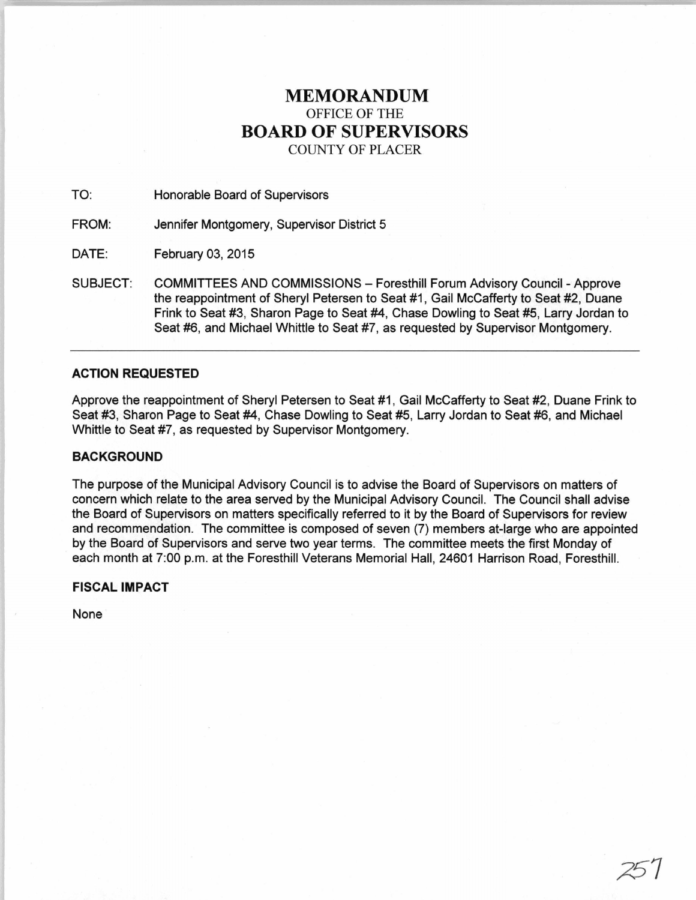# MEMORANDUM
OFFICE OF THE
# BOARD OF SUPERVISORS
COUNTY OF PLACER

TO: Honorable Board of Supervisors

FROM: Jennifer Montgomery, Supervisor District 5

DATE: February 03, 2015

SUBJECT: COMMITTEES AND COMMISSIONS – Foresthill Forum Advisory Council - Approve the reappointment of Sheryl Petersen to Seat #1, Gail McCafferty to Seat #2, Duane Frink to Seat #3, Sharon Page to Seat #4, Chase Dowling to Seat #5, Larry Jordan to Seat #6, and Michael Whittle to Seat #7, as requested by Supervisor Montgomery.

---

### ACTION REQUESTED

Approve the reappointment of Sheryl Petersen to Seat #1, Gail McCafferty to Seat #2, Duane Frink to Seat #3, Sharon Page to Seat #4, Chase Dowling to Seat #5, Larry Jordan to Seat #6, and Michael Whittle to Seat #7, as requested by Supervisor Montgomery.

### BACKGROUND

The purpose of the Municipal Advisory Council is to advise the Board of Supervisors on matters of concern which relate to the area served by the Municipal Advisory Council. The Council shall advise the Board of Supervisors on matters specifically referred to it by the Board of Supervisors for review and recommendation. The committee is composed of seven (7) members at-large who are appointed by the Board of Supervisors and serve two year terms. The committee meets the first Monday of each month at 7:00 p.m. at the Foresthill Veterans Memorial Hall, 24601 Harrison Road, Foresthill.

### FISCAL IMPACT

None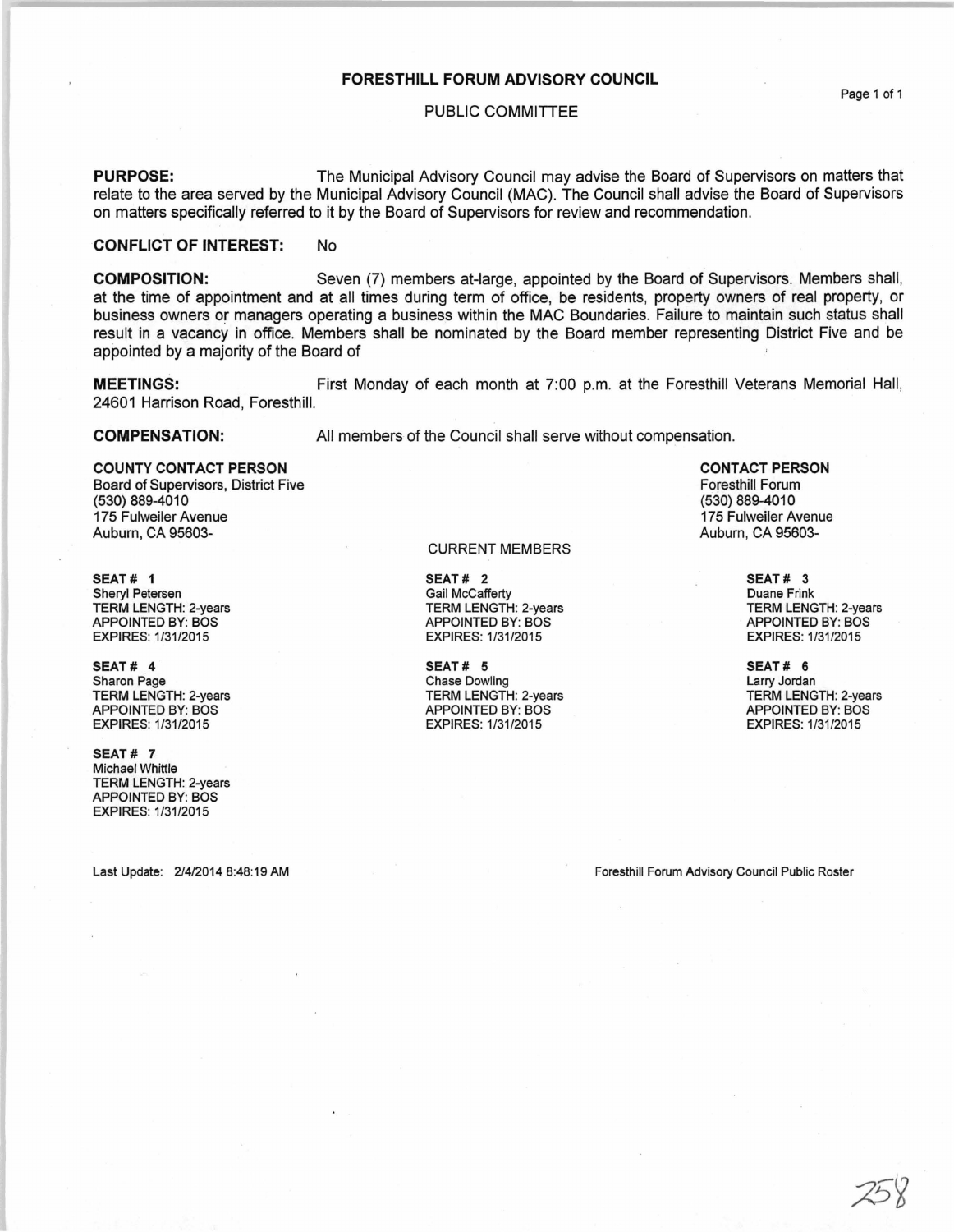# FORESTHILL FORUM ADVISORY COUNCIL

## PUBLIC COMMITTEE

**PURPOSE:** The Municipal Advisory Council may advise the Board of Supervisors on matters that relate to the area served by the Municipal Advisory Council (MAC). The Council shall advise the Board of Supervisors on matters specifically referred to it by the Board of Supervisors for review and recommendation.

**CONFLICT OF INTEREST:** No

**COMPOSITION:** Seven (7) members at-large, appointed by the Board of Supervisors. Members shall, at the time of appointment and at all times during term of office, be residents, property owners of real property, or business owners or managers operating a business within the MAC Boundaries. Failure to maintain such status shall result in a vacancy in office. Members shall be nominated by the Board member representing District Five and be appointed by a majority of the Board of

**MEETINGS:** First Monday of each month at 7:00 p.m. at the Foresthill Veterans Memorial Hall, 24601 Harrison Road, Foresthill.

**COMPENSATION:** All members of the Council shall serve without compensation.

**COUNTY CONTACT PERSON**
Board of Supervisors, District Five
(530) 889-4010
175 Fulweiler Avenue
Auburn, CA 95603-

**CONTACT PERSON**
Foresthill Forum
(530) 889-4010
175 Fulweiler Avenue
Auburn, CA 95603-

### CURRENT MEMBERS

**SEAT # 1**
Sheryl Petersen
TERM LENGTH: 2-years
APPOINTED BY: BOS
EXPIRES: 1/31/2015

**SEAT # 2**
Gail McCafferty
TERM LENGTH: 2-years
APPOINTED BY: BOS
EXPIRES: 1/31/2015

**SEAT # 3**
Duane Frink
TERM LENGTH: 2-years
APPOINTED BY: BOS
EXPIRES: 1/31/2015

**SEAT # 4**
Sharon Page
TERM LENGTH: 2-years
APPOINTED BY: BOS
EXPIRES: 1/31/2015

**SEAT # 5**
Chase Dowling
TERM LENGTH: 2-years
APPOINTED BY: BOS
EXPIRES: 1/31/2015

**SEAT # 6**
Larry Jordan
TERM LENGTH: 2-years
APPOINTED BY: BOS
EXPIRES: 1/31/2015

**SEAT # 7**
Michael Whittle
TERM LENGTH: 2-years
APPOINTED BY: BOS
EXPIRES: 1/31/2015

Last Update: 2/4/2014 8:48:19 AM

Foresthill Forum Advisory Council Public Roster